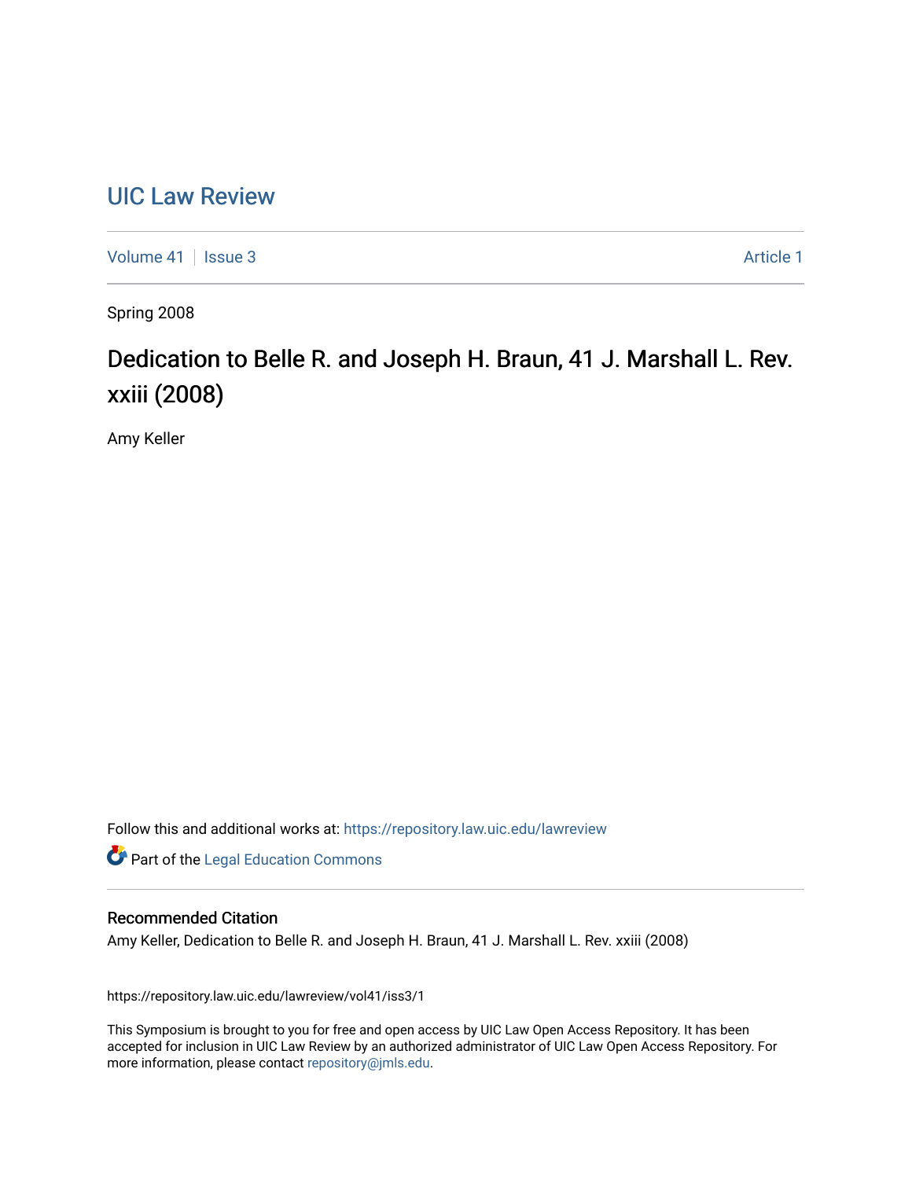# UIC Law Review

Volume 41 | Issue 3 | Article 1

Spring 2008

## Dedication to Belle R. and Joseph H. Braun, 41 J. Marshall L. Rev. xxiii (2008)

Amy Keller

Follow this and additional works at: https://repository.law.uic.edu/lawreview

Part of the Legal Education Commons

### Recommended Citation

Amy Keller, Dedication to Belle R. and Joseph H. Braun, 41 J. Marshall L. Rev. xxiii (2008)

https://repository.law.uic.edu/lawreview/vol41/iss3/1

This Symposium is brought to you for free and open access by UIC Law Open Access Repository. It has been accepted for inclusion in UIC Law Review by an authorized administrator of UIC Law Open Access Repository. For more information, please contact repository@jmls.edu.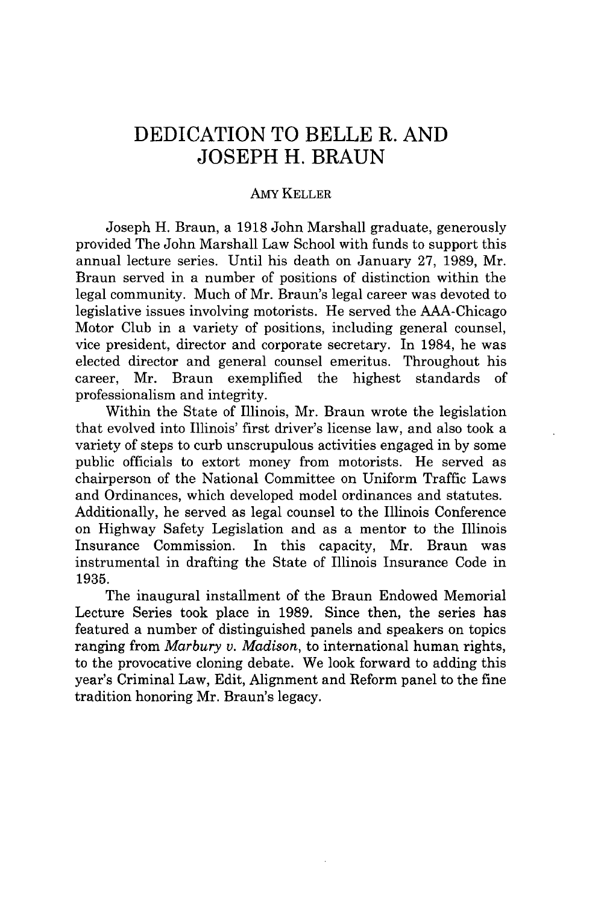# DEDICATION TO BELLE R. AND JOSEPH H. BRAUN

AMY KELLER

Joseph H. Braun, a 1918 John Marshall graduate, generously provided The John Marshall Law School with funds to support this annual lecture series. Until his death on January 27, 1989, Mr. Braun served in a number of positions of distinction within the legal community. Much of Mr. Braun's legal career was devoted to legislative issues involving motorists. He served the AAA-Chicago Motor Club in a variety of positions, including general counsel, vice president, director and corporate secretary. In 1984, he was elected director and general counsel emeritus. Throughout his career, Mr. Braun exemplified the highest standards of professionalism and integrity.

Within the State of Illinois, Mr. Braun wrote the legislation that evolved into Illinois' first driver's license law, and also took a variety of steps to curb unscrupulous activities engaged in by some public officials to extort money from motorists. He served as chairperson of the National Committee on Uniform Traffic Laws and Ordinances, which developed model ordinances and statutes. Additionally, he served as legal counsel to the Illinois Conference on Highway Safety Legislation and as a mentor to the Illinois Insurance Commission. In this capacity, Mr. Braun was instrumental in drafting the State of Illinois Insurance Code in 1935.

The inaugural installment of the Braun Endowed Memorial Lecture Series took place in 1989. Since then, the series has featured a number of distinguished panels and speakers on topics ranging from *Marbury v. Madison*, to international human rights, to the provocative cloning debate. We look forward to adding this year's Criminal Law, Edit, Alignment and Reform panel to the fine tradition honoring Mr. Braun's legacy.